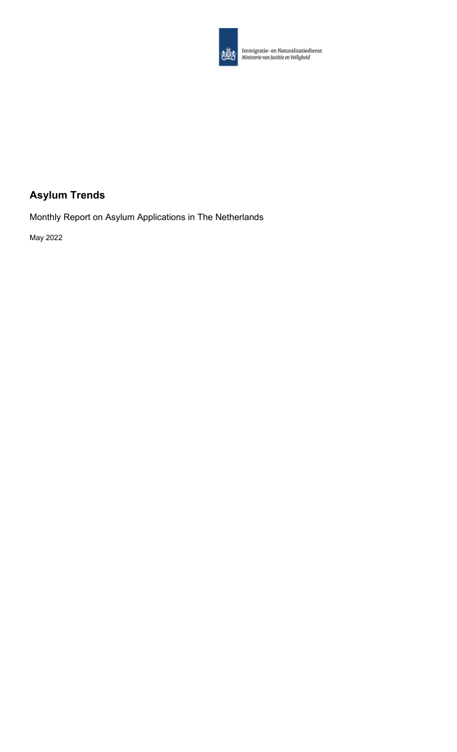Immigratie- en Naturalisatiedienst
*Ministerie van Justitie en Veiligheid*

# Asylum Trends

Monthly Report on Asylum Applications in The Netherlands

May 2022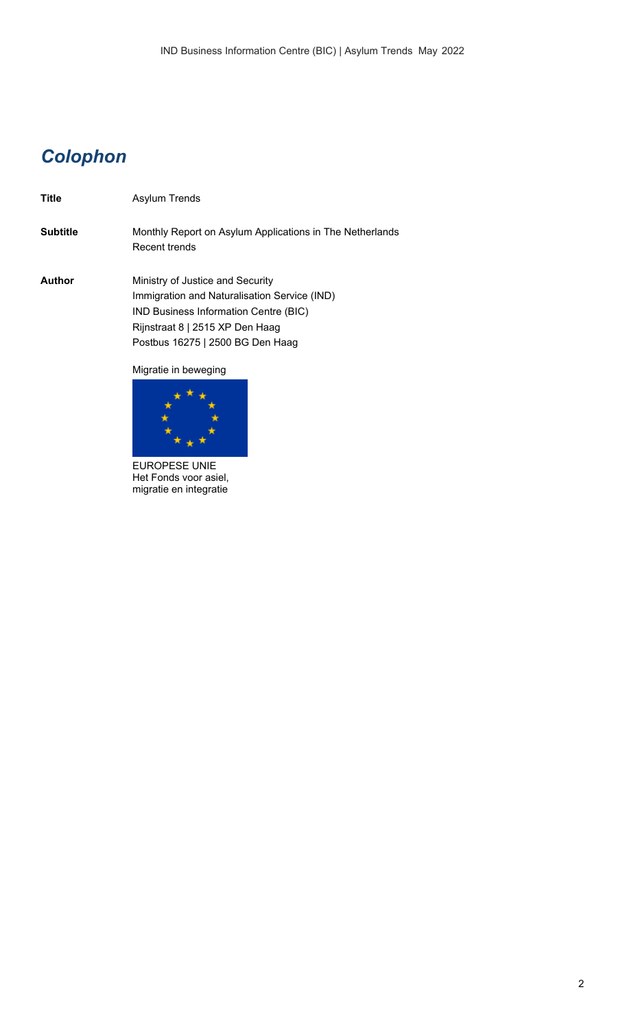# *Colophon*

| | |
|---|---|
| **Title** | Asylum Trends |
| **Subtitle** | Monthly Report on Asylum Applications in The Netherlands<br>Recent trends |
| **Author** | Ministry of Justice and Security<br>Immigration and Naturalisation Service (IND)<br>IND Business Information Centre (BIC)<br>Rijnstraat 8 \| 2515 XP Den Haag<br>Postbus 16275 \| 2500 BG Den Haag |

Migratie in beweging

EUROPESE UNIE
Het Fonds voor asiel,
migratie en integratie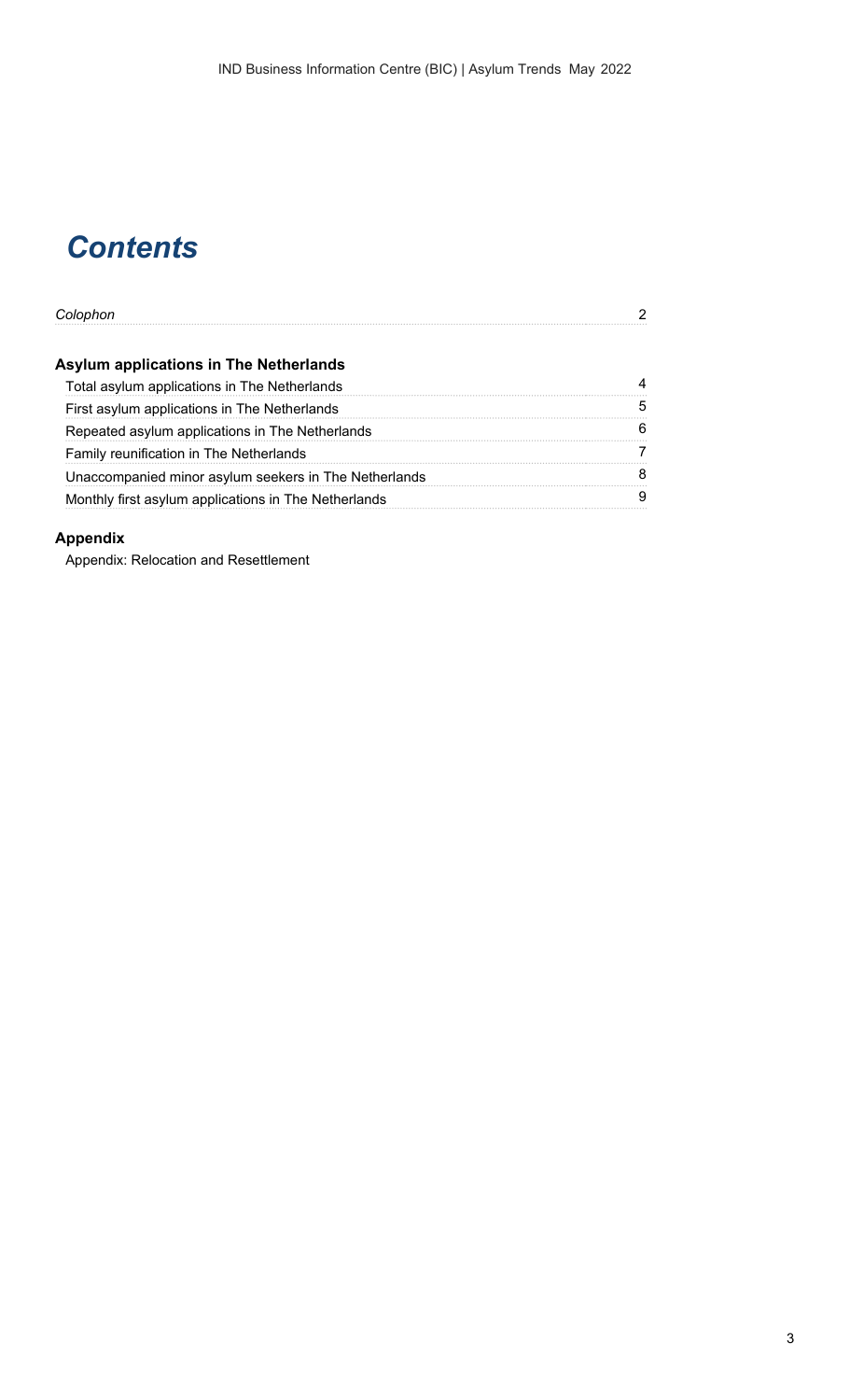# *Contents*

| | |
|---|---|
| *Colophon* | 2 |

## Asylum applications in The Netherlands

| | |
|---|---|
| Total asylum applications in The Netherlands | 4 |
| First asylum applications in The Netherlands | 5 |
| Repeated asylum applications in The Netherlands | 6 |
| Family reunification in The Netherlands | 7 |
| Unaccompanied minor asylum seekers in The Netherlands | 8 |
| Monthly first asylum applications in The Netherlands | 9 |

## Appendix

Appendix: Relocation and Resettlement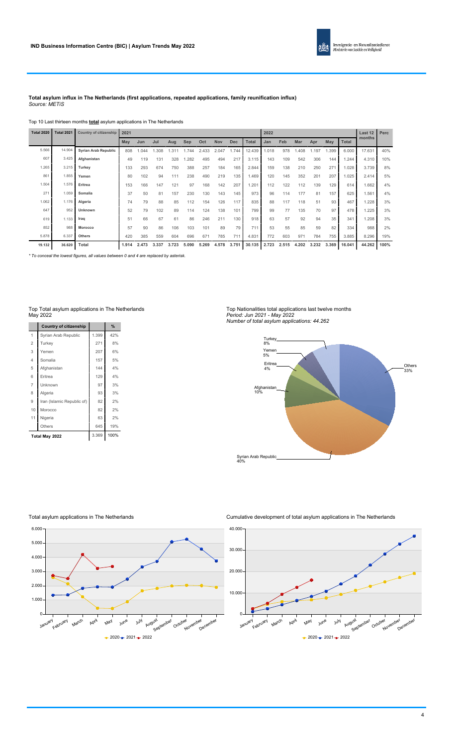**Total asylum influx in The Netherlands (first applications, repeated applications, family reunification influx)**
*Source: METiS*

Top 10 Last thirteen months **total** asylum applications in The Netherlands

| Total 2020 | Total 2021 | Country of citizenship | 2021 | | | | | | | | | 2022 | | | | | | Last 12 months | Perc |
|---|---|---|---|---|---|---|---|---|---|---|---|---|---|---|---|---|---|---|---|
| | | | May | Jun | Jul | Aug | Sep | Oct | Nov | Dec | Total | Jan | Feb | Mar | Apr | May | Total | | |
| 5.566 | 14.904 | **Syrian Arab Republic** | 808 | 1.044 | 1.308 | 1.311 | 1.744 | 2.433 | 2.047 | 1.744 | 12.439 | 1.018 | 978 | 1.408 | 1.197 | 1.399 | 6.000 | 17.631 | 40% |
| 607 | 3.425 | **Afghanistan** | 49 | 119 | 131 | 328 | 1.282 | 495 | 494 | 217 | 3.115 | 143 | 109 | 542 | 306 | 144 | 1.244 | 4.310 | 10% |
| 1.265 | 3.215 | **Turkey** | 133 | 293 | 674 | 750 | 388 | 257 | 184 | 165 | 2.844 | 159 | 138 | 210 | 250 | 271 | 1.028 | 3.739 | 8% |
| 861 | 1.855 | **Yemen** | 80 | 102 | 94 | 111 | 238 | 490 | 219 | 135 | 1.469 | 120 | 145 | 352 | 201 | 207 | 1.025 | 2.414 | 5% |
| 1.504 | 1.576 | **Eritrea** | 153 | 166 | 147 | 121 | 97 | 168 | 142 | 207 | 1.201 | 112 | 122 | 112 | 139 | 129 | 614 | 1.662 | 4% |
| 271 | 1.059 | **Somalia** | 37 | 50 | 81 | 157 | 230 | 130 | 143 | 145 | 973 | 96 | 114 | 177 | 81 | 157 | 625 | 1.561 | 4% |
| 1.062 | 1.176 | **Algeria** | 74 | 79 | 88 | 85 | 112 | 154 | 126 | 117 | 835 | 88 | 117 | 118 | 51 | 93 | 467 | 1.228 | 3% |
| 647 | 952 | **Unknown** | 52 | 79 | 102 | 89 | 114 | 124 | 138 | 101 | 799 | 99 | 77 | 135 | 70 | 97 | 478 | 1.225 | 3% |
| 619 | 1.133 | **Iraq** | 51 | 66 | 67 | 61 | 86 | 246 | 211 | 130 | 918 | 63 | 57 | 92 | 94 | 35 | 341 | 1.208 | 3% |
| 852 | 988 | **Morocco** | 57 | 90 | 86 | 106 | 103 | 101 | 89 | 79 | 711 | 53 | 55 | 85 | 59 | 82 | 334 | 988 | 2% |
| 5.878 | 6.337 | **Others** | 420 | 385 | 559 | 604 | 696 | 671 | 785 | 711 | 4.831 | 772 | 603 | 971 | 784 | 755 | 3.885 | 8.296 | 19% |
| **19.132** | **36.620** | **Total** | **1.914** | **2.473** | **3.337** | **3.723** | **5.090** | **5.269** | **4.578** | **3.751** | **30.135** | **2.723** | **2.515** | **4.202** | **3.232** | **3.369** | **16.041** | **44.262** | **100%** |

*\* To conceal the lowest figures, all values between 0 and 4 are replaced by asterisk.*

Top Total asylum applications in The Netherlands
May 2022

| | Country of citizenship | | % |
|---|---|---|---|
| 1 | Syrian Arab Republic | 1.399 | 42% |
| 2 | Turkey | 271 | 8% |
| 3 | Yemen | 207 | 6% |
| 4 | Somalia | 157 | 5% |
| 5 | Afghanistan | 144 | 4% |
| 6 | Eritrea | 129 | 4% |
| 7 | Unknown | 97 | 3% |
| 8 | Algeria | 93 | 3% |
| 9 | Iran (Islamic Republic of) | 82 | 2% |
| 10 | Morocco | 82 | 2% |
| 11 | Nigeria | 63 | 2% |
| | Others | 645 | 19% |
| **Total May 2022** | | 3.369 | 100% |

Top Nationalities total applications last twelve months
*Period: Jun 2021 - May 2022*
*Number of total asylum applications: 44.262*

Total asylum applications in The Netherlands

Cumulative development of total asylum applications in The Netherlands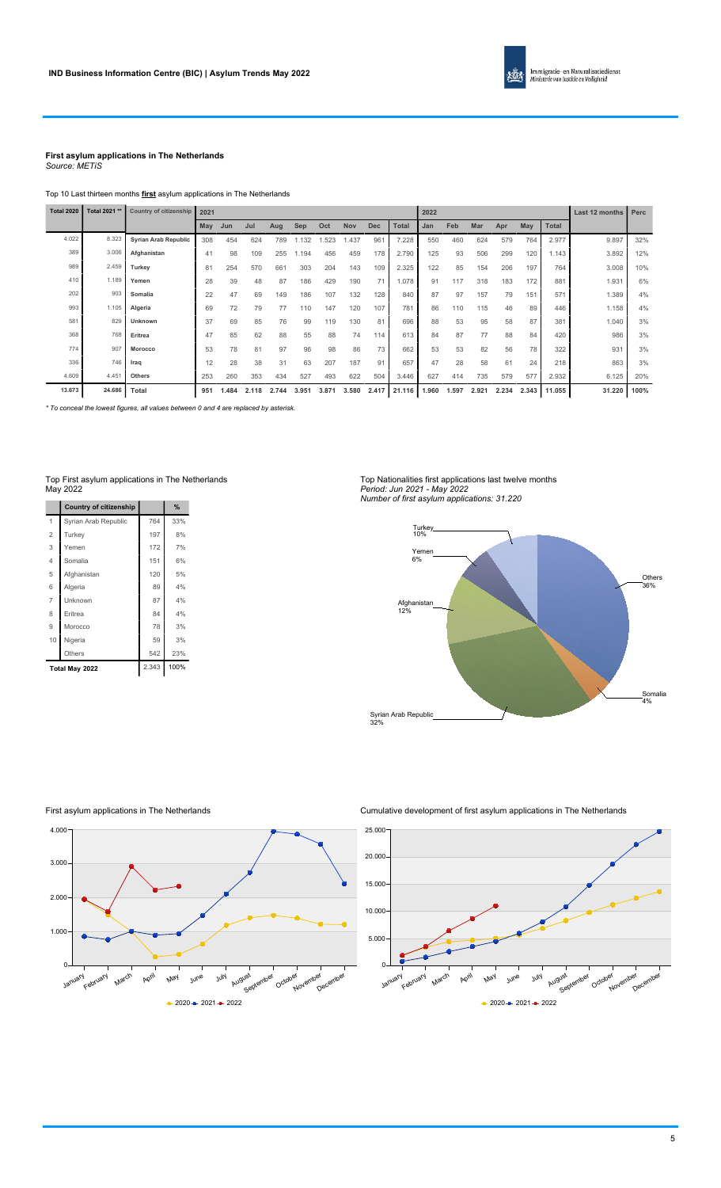## First asylum applications in The Netherlands

*Source: METIS*

Top 10 Last thirteen months **first** asylum applications in The Netherlands

| Total 2020 | Total 2021 ** | Country of citizenship | 2021 | | | | | | | | | | 2022 | | | | | | Last 12 months | Perc |
|---|---|---|---|---|---|---|---|---|---|---|---|---|---|---|---|---|---|---|---|---|
| | | | May | Jun | Jul | Aug | Sep | Oct | Nov | Dec | Total | Jan | Feb | Mar | Apr | May | Total | | |
| 4.022 | 8.323 | **Syrian Arab Republic** | 308 | 454 | 624 | 789 | 1.132 | 1.523 | 1.437 | 961 | 7.228 | 550 | 460 | 624 | 579 | 764 | 2.977 | 9.897 | 32% |
| 389 | 3.006 | **Afghanistan** | 41 | 98 | 109 | 255 | 1.194 | 456 | 459 | 178 | 2.790 | 125 | 93 | 506 | 299 | 120 | 1.143 | 3.892 | 12% |
| 989 | 2.459 | **Turkey** | 81 | 254 | 570 | 661 | 303 | 204 | 143 | 109 | 2.325 | 122 | 85 | 154 | 206 | 197 | 764 | 3.008 | 10% |
| 410 | 1.189 | **Yemen** | 28 | 39 | 48 | 87 | 186 | 429 | 190 | 71 | 1.078 | 91 | 117 | 318 | 183 | 172 | 881 | 1.931 | 6% |
| 202 | 903 | **Somalia** | 22 | 47 | 69 | 149 | 186 | 107 | 132 | 128 | 840 | 87 | 97 | 157 | 79 | 151 | 571 | 1.389 | 4% |
| 993 | 1.105 | **Algeria** | 69 | 72 | 79 | 77 | 110 | 147 | 120 | 107 | 781 | 86 | 110 | 115 | 46 | 89 | 446 | 1.158 | 4% |
| 581 | 829 | **Unknown** | 37 | 69 | 85 | 76 | 99 | 119 | 130 | 81 | 696 | 88 | 53 | 95 | 58 | 87 | 381 | 1.040 | 3% |
| 368 | 768 | **Eritrea** | 47 | 85 | 62 | 88 | 55 | 88 | 74 | 114 | 613 | 84 | 87 | 77 | 88 | 84 | 420 | 986 | 3% |
| 774 | 907 | **Morocco** | 53 | 78 | 81 | 97 | 96 | 98 | 86 | 73 | 662 | 53 | 53 | 82 | 56 | 78 | 322 | 931 | 3% |
| 336 | 746 | **Iraq** | 12 | 28 | 38 | 31 | 63 | 207 | 187 | 91 | 657 | 47 | 28 | 58 | 61 | 24 | 218 | 863 | 3% |
| 4.609 | 4.451 | **Others** | 253 | 260 | 353 | 434 | 527 | 493 | 622 | 504 | 3.446 | 627 | 414 | 735 | 579 | 577 | 2.932 | 6.125 | 20% |
| **13.673** | **24.686** | **Total** | **951** | **1.484** | **2.118** | **2.744** | **3.951** | **3.871** | **3.580** | **2.417** | **21.116** | **1.960** | **1.597** | **2.921** | **2.234** | **2.343** | **11.055** | **31.220** | **100%** |

*\* To conceal the lowest figures, all values between 0 and 4 are replaced by asterisk.*

Top First asylum applications in The Netherlands
May 2022

| | Country of citizenship | | % |
|---|---|---|---|
| 1 | Syrian Arab Republic | 764 | 33% |
| 2 | Turkey | 197 | 8% |
| 3 | Yemen | 172 | 7% |
| 4 | Somalia | 151 | 6% |
| 5 | Afghanistan | 120 | 5% |
| 6 | Algeria | 89 | 4% |
| 7 | Unknown | 87 | 4% |
| 8 | Eritrea | 84 | 4% |
| 9 | Morocco | 78 | 3% |
| 10 | Nigeria | 59 | 3% |
| | Others | 542 | 23% |
| **Total May 2022** | | 2.343 | 100% |

Top Nationalities first applications last twelve months
*Period: Jun 2021 - May 2022*
*Number of first asylum applications: 31.220*

First asylum applications in The Netherlands

Cumulative development of first asylum applications in The Netherlands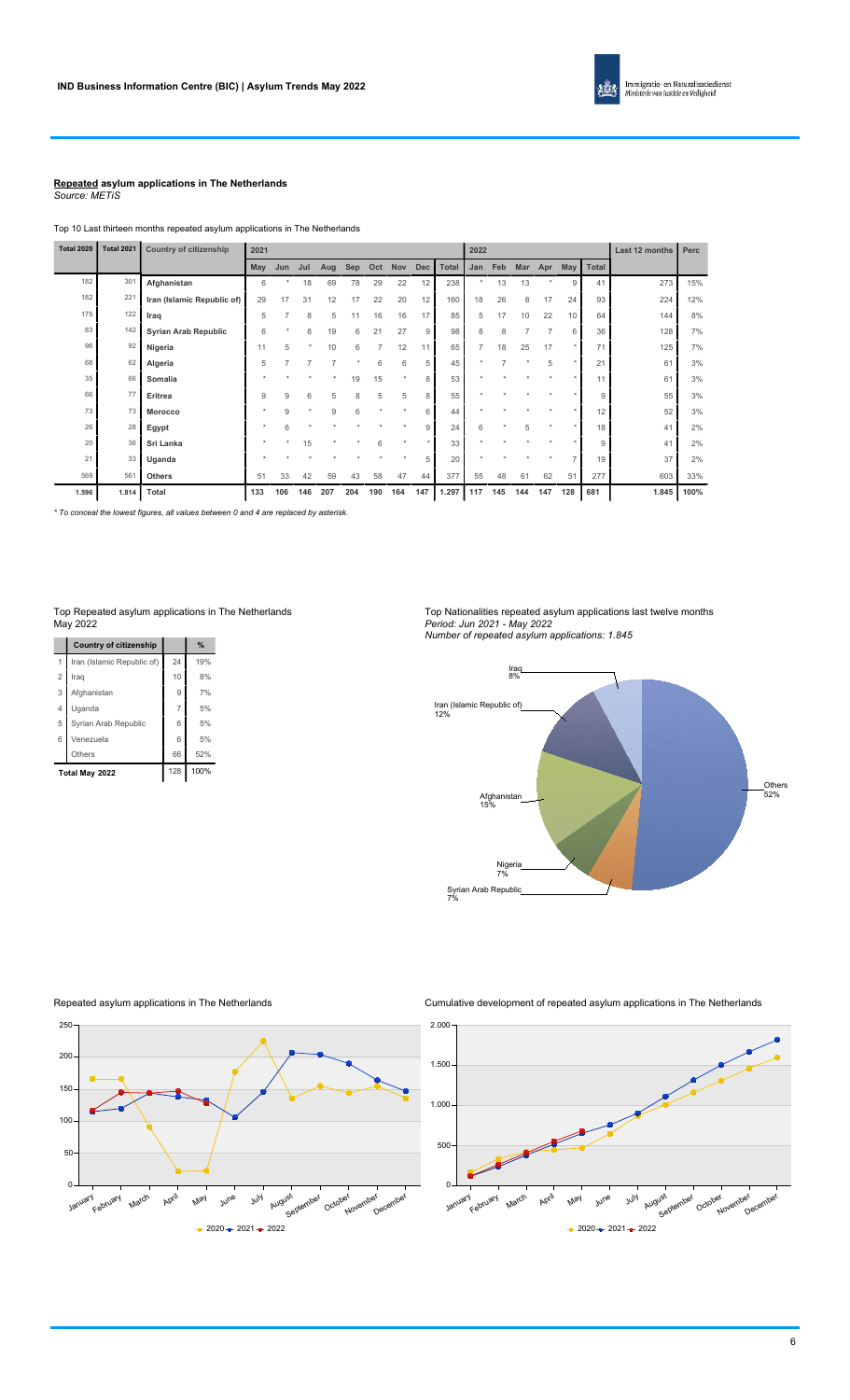## **Repeated** asylum applications in The Netherlands

*Source: METiS*

Top 10 Last thirteen months repeated asylum applications in The Netherlands

| Total 2020 | Total 2021 | Country of citizenship | 2021 | | | | | | | | | | 2022 | | | | | | Last 12 months | Perc |
|---|---|---|---|---|---|---|---|---|---|---|---|---|---|---|---|---|---|---|---|---|
| | | | May | Jun | Jul | Aug | Sep | Oct | Nov | Dec | Total | Jan | Feb | Mar | Apr | May | Total | | |
| 182 | 301 | **Afghanistan** | 6 | * | 18 | 69 | 78 | 29 | 22 | 12 | 238 | * | 13 | 13 | * | 9 | 41 | 273 | 15% |
| 182 | 221 | **Iran (Islamic Republic of)** | 29 | 17 | 31 | 12 | 17 | 22 | 20 | 12 | 160 | 18 | 26 | 8 | 17 | 24 | 93 | 224 | 12% |
| 175 | 122 | **Iraq** | 5 | 7 | 8 | 5 | 11 | 16 | 16 | 17 | 85 | 5 | 17 | 10 | 22 | 10 | 64 | 144 | 8% |
| 83 | 142 | **Syrian Arab Republic** | 6 | * | 8 | 19 | 6 | 21 | 27 | 9 | 98 | 8 | 8 | 7 | 7 | 6 | 36 | 128 | 7% |
| 96 | 92 | **Nigeria** | 11 | 5 | * | 10 | 6 | 7 | 12 | 11 | 65 | 7 | 18 | 25 | 17 | * | 71 | 125 | 7% |
| 68 | 62 | **Algeria** | 5 | 7 | 7 | 7 | * | 6 | 6 | 5 | 45 | * | 7 | * | 5 | * | 21 | 61 | 3% |
| 35 | 66 | **Somalia** | * | * | * | * | 19 | 15 | * | 8 | 53 | * | * | * | * | * | 11 | 61 | 3% |
| 66 | 77 | **Eritrea** | 9 | 9 | 6 | 5 | 8 | 5 | 5 | 8 | 55 | * | * | * | * | * | 9 | 55 | 3% |
| 73 | 73 | **Morocco** | * | 9 | * | 9 | 6 | * | * | 6 | 44 | * | * | * | * | * | 12 | 52 | 3% |
| 26 | 28 | **Egypt** | * | 6 | * | * | * | * | * | 9 | 24 | 6 | * | 5 | * | * | 18 | 41 | 2% |
| 20 | 36 | **Sri Lanka** | * | * | 15 | * | * | 6 | * | * | 33 | * | * | * | * | * | 9 | 41 | 2% |
| 21 | 33 | **Uganda** | * | * | * | * | * | * | * | 5 | 20 | * | * | * | * | 7 | 19 | 37 | 2% |
| 569 | 561 | **Others** | 51 | 33 | 42 | 59 | 43 | 58 | 47 | 44 | 377 | 55 | 48 | 61 | 62 | 51 | 277 | 603 | 33% |
| **1.596** | **1.814** | **Total** | **133** | **106** | **146** | **207** | **204** | **190** | **164** | **147** | **1.297** | **117** | **145** | **144** | **147** | **128** | **681** | **1.845** | **100%** |

*\* To conceal the lowest figures, all values between 0 and 4 are replaced by asterisk.*

Top Repeated asylum applications in The Netherlands
May 2022

| | Country of citizenship | | % |
|---|---|---|---|
| 1 | Iran (Islamic Republic of) | 24 | 19% |
| 2 | Iraq | 10 | 8% |
| 3 | Afghanistan | 9 | 7% |
| 4 | Uganda | 7 | 5% |
| 5 | Syrian Arab Republic | 6 | 5% |
| 6 | Venezuela | 6 | 5% |
| | Others | 66 | 52% |
| **Total May 2022** | | 128 | 100% |

Top Nationalities repeated asylum applications last twelve months
*Period: Jun 2021 - May 2022*
*Number of repeated asylum applications: 1.845*

Iraq 8%, Iran (Islamic Republic of) 12%, Afghanistan 15%, Nigeria 7%, Syrian Arab Republic 7%, Others 52%

Repeated asylum applications in The Netherlands

Cumulative development of repeated asylum applications in The Netherlands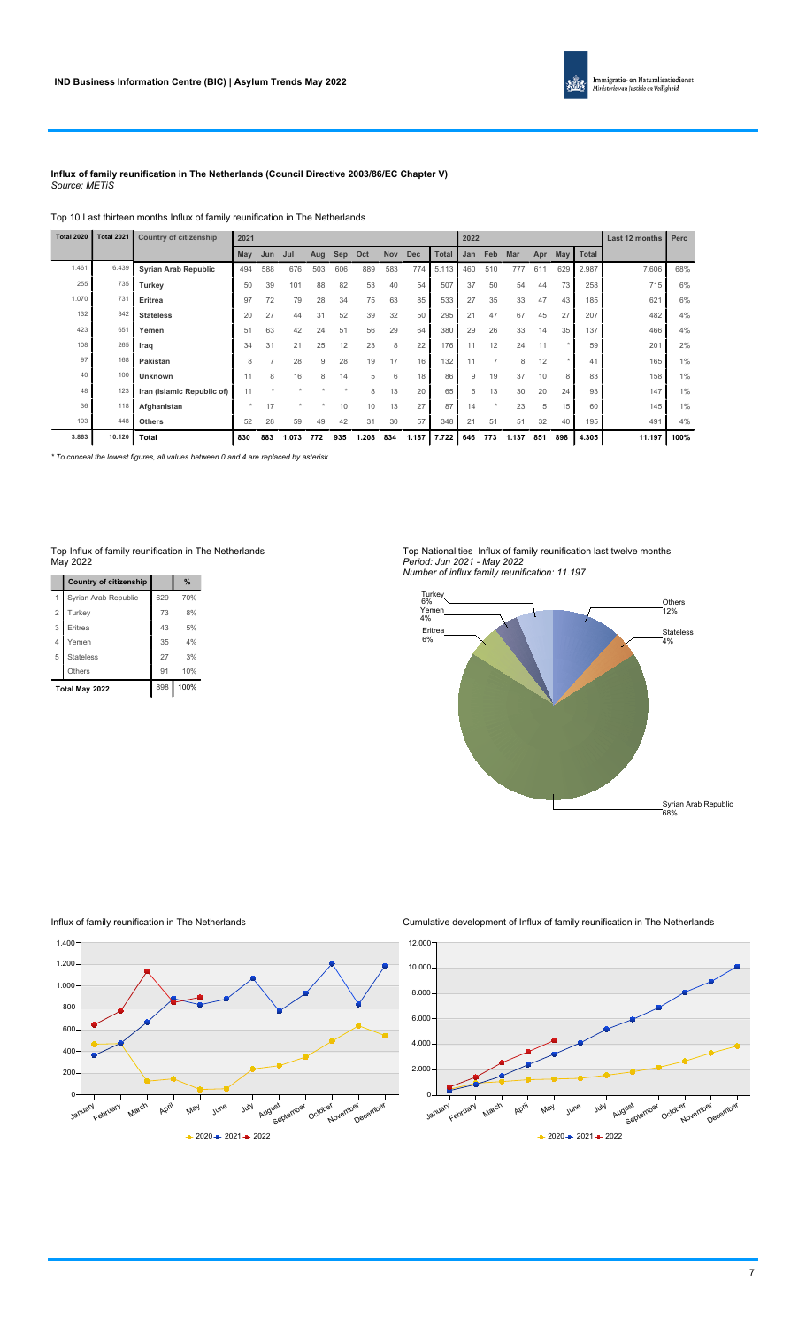**Influx of family reunification in The Netherlands (Council Directive 2003/86/EC Chapter V)**
*Source: METiS*

Top 10 Last thirteen months Influx of family reunification in The Netherlands

| Total 2020 | Total 2021 | Country of citizenship | 2021 | | | | | | | | | 2022 | | | | | | Last 12 months | Perc |
|---|---|---|---|---|---|---|---|---|---|---|---|---|---|---|---|---|---|---|---|
| | | | May | Jun | Jul | Aug | Sep | Oct | Nov | Dec | Total | Jan | Feb | Mar | Apr | May | Total | | |
| 1.461 | 6.439 | Syrian Arab Republic | 494 | 588 | 676 | 503 | 606 | 889 | 583 | 774 | 5.113 | 460 | 510 | 777 | 611 | 629 | 2.987 | 7.606 | 68% |
| 255 | 735 | Turkey | 50 | 39 | 101 | 88 | 82 | 53 | 40 | 54 | 507 | 37 | 50 | 54 | 44 | 73 | 258 | 715 | 6% |
| 1.070 | 731 | Eritrea | 97 | 72 | 79 | 28 | 34 | 75 | 63 | 85 | 533 | 27 | 35 | 33 | 47 | 43 | 185 | 621 | 6% |
| 132 | 342 | Stateless | 20 | 27 | 44 | 31 | 52 | 39 | 32 | 50 | 295 | 21 | 47 | 67 | 45 | 27 | 207 | 482 | 4% |
| 423 | 651 | Yemen | 51 | 63 | 42 | 24 | 51 | 56 | 29 | 64 | 380 | 29 | 26 | 33 | 14 | 35 | 137 | 466 | 4% |
| 108 | 265 | Iraq | 34 | 31 | 21 | 25 | 12 | 23 | 8 | 22 | 176 | 11 | 12 | 24 | 11 | * | 59 | 201 | 2% |
| 97 | 168 | Pakistan | 8 | 7 | 28 | 9 | 28 | 19 | 17 | 16 | 132 | 11 | 7 | 8 | 12 | * | 41 | 165 | 1% |
| 40 | 100 | Unknown | 11 | 8 | 16 | 8 | 14 | 5 | 6 | 18 | 86 | 9 | 19 | 37 | 10 | 8 | 83 | 158 | 1% |
| 48 | 123 | Iran (Islamic Republic of) | 11 | * | * | * | * | 8 | 13 | 20 | 65 | 6 | 13 | 30 | 20 | 24 | 93 | 147 | 1% |
| 36 | 118 | Afghanistan | * | 17 | * | * | 10 | 10 | 13 | 27 | 87 | 14 | * | 23 | 5 | 15 | 60 | 145 | 1% |
| 193 | 448 | Others | 52 | 28 | 59 | 49 | 42 | 31 | 30 | 57 | 348 | 21 | 51 | 51 | 32 | 40 | 195 | 491 | 4% |
| 3.863 | 10.120 | Total | 830 | 883 | 1.073 | 772 | 935 | 1.208 | 834 | 1.187 | 7.722 | 646 | 773 | 1.137 | 851 | 898 | 4.305 | 11.197 | 100% |

*\* To conceal the lowest figures, all values between 0 and 4 are replaced by asterisk.*

Top Influx of family reunification in The Netherlands
May 2022

| | Country of citizenship | | % |
|---|---|---|---|
| 1 | Syrian Arab Republic | 629 | 70% |
| 2 | Turkey | 73 | 8% |
| 3 | Eritrea | 43 | 5% |
| 4 | Yemen | 35 | 4% |
| 5 | Stateless | 27 | 3% |
| | Others | 91 | 10% |
| Total May 2022 | | 898 | 100% |

Top Nationalities Influx of family reunification last twelve months
*Period: Jun 2021 - May 2022*
*Number of influx family reunification: 11.197*

Influx of family reunification in The Netherlands

Cumulative development of Influx of family reunification in The Netherlands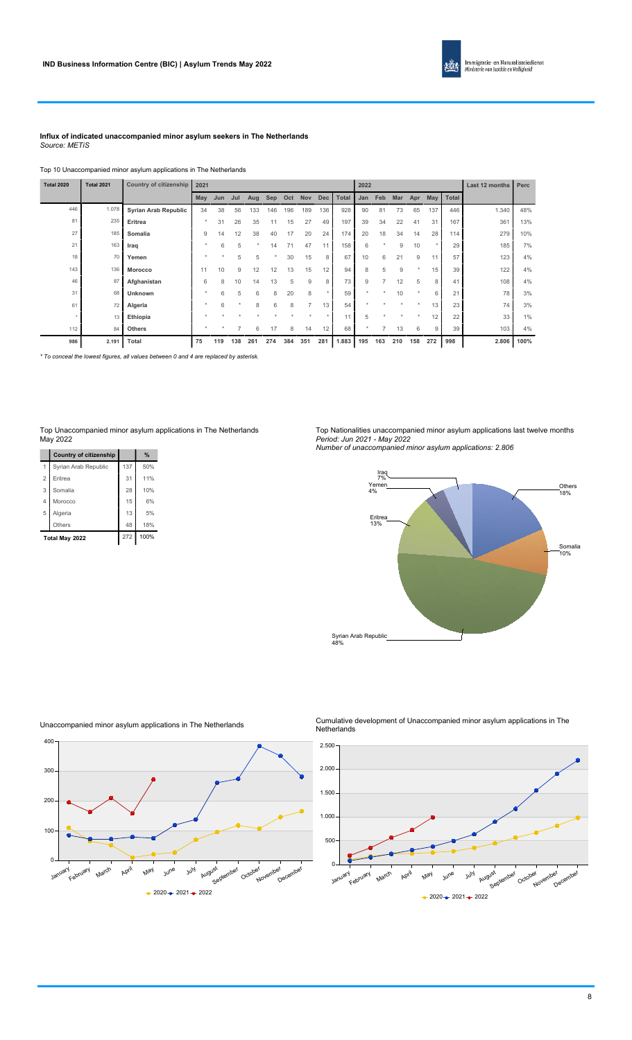### Influx of indicated unaccompanied minor asylum seekers in The Netherlands

*Source: METiS*

Top 10 Unaccompanied minor asylum applications in The Netherlands

| Total 2020 | Total 2021 | Country of citizenship | 2021 | | | | | | | | | | 2022 | | | | | | Last 12 months | Perc |
|---|---|---|---|---|---|---|---|---|---|---|---|---|---|---|---|---|---|---|---|---|
| | | | May | Jun | Jul | Aug | Sep | Oct | Nov | Dec | Total | Jan | Feb | Mar | Apr | May | Total | | |
| 446 | 1.078 | **Syrian Arab Republic** | 34 | 38 | 56 | 133 | 146 | 196 | 189 | 136 | 928 | 90 | 81 | 73 | 65 | 137 | 446 | 1.340 | 48% |
| 81 | 235 | **Eritrea** | * | 31 | 26 | 35 | 11 | 15 | 27 | 49 | 197 | 39 | 34 | 22 | 41 | 31 | 167 | 361 | 13% |
| 27 | 185 | **Somalia** | 9 | 14 | 12 | 38 | 40 | 17 | 20 | 24 | 174 | 20 | 18 | 34 | 14 | 28 | 114 | 279 | 10% |
| 21 | 163 | **Iraq** | * | 6 | 5 | * | 14 | 71 | 47 | 11 | 158 | 6 | * | 9 | 10 | * | 29 | 185 | 7% |
| 18 | 70 | **Yemen** | * | * | 5 | 5 | * | 30 | 15 | 8 | 67 | 10 | 6 | 21 | 9 | 11 | 57 | 123 | 4% |
| 143 | 136 | **Morocco** | 11 | 10 | 9 | 12 | 12 | 13 | 15 | 12 | 94 | 8 | 5 | 9 | * | 15 | 39 | 122 | 4% |
| 46 | 87 | **Afghanistan** | 6 | 8 | 10 | 14 | 13 | 5 | 9 | 8 | 73 | 9 | 7 | 12 | 5 | 8 | 41 | 108 | 4% |
| 31 | 68 | **Unknown** | * | 6 | 5 | 6 | 8 | 20 | 8 | * | 59 | * | * | 10 | * | 6 | 21 | 78 | 3% |
| 61 | 72 | **Algeria** | * | 6 | * | 8 | 6 | 8 | 7 | 13 | 54 | * | * | * | * | 13 | 23 | 74 | 3% |
| * | 13 | **Ethiopia** | * | * | * | * | * | * | * | * | 11 | 5 | * | * | * | 12 | 22 | 33 | 1% |
| 112 | 84 | **Others** | * | * | 7 | 6 | 17 | 8 | 14 | 12 | 68 | * | 7 | 13 | 6 | 9 | 39 | 103 | 4% |
| **986** | **2.191** | **Total** | **75** | **119** | **138** | **261** | **274** | **384** | **351** | **281** | **1.883** | **195** | **163** | **210** | **158** | **272** | **998** | **2.806** | **100%** |

*\* To conceal the lowest figures, all values between 0 and 4 are replaced by asterisk.*

Top Unaccompanied minor asylum applications in The Netherlands
May 2022

| | Country of citizenship | | % |
|---|---|---|---|
| 1 | Syrian Arab Republic | 137 | 50% |
| 2 | Eritrea | 31 | 11% |
| 3 | Somalia | 28 | 10% |
| 4 | Morocco | 15 | 6% |
| 5 | Algeria | 13 | 5% |
| | Others | 48 | 18% |
| **Total May 2022** | | 272 | 100% |

Top Nationalities unaccompanied minor asylum applications last twelve months
*Period: Jun 2021 - May 2022*
*Number of unaccompanied minor asylum applications: 2.806*

Syrian Arab Republic 48%, Eritrea 13%, Somalia 10%, Iraq 7%, Yemen 4%, Others 18%

Unaccompanied minor asylum applications in The Netherlands

Cumulative development of Unaccompanied minor asylum applications in The Netherlands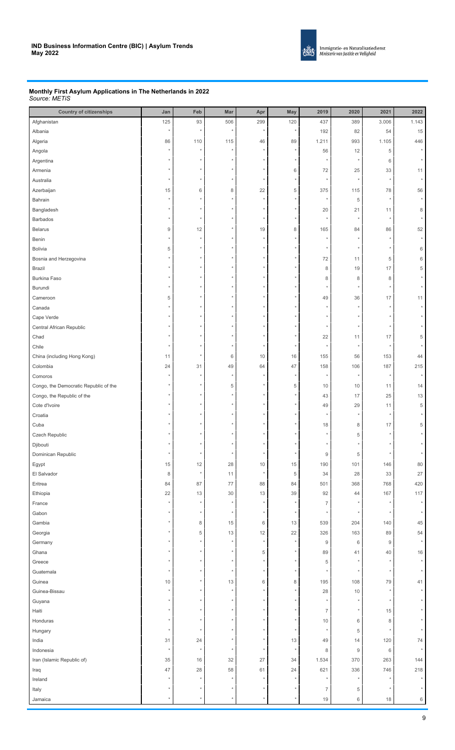**IND Business Information Centre (BIC) | Asylum Trends**
**May 2022**

Immigratie- en Naturalisatiedienst
*Ministerie van Justitie en Veiligheid*

**Monthly First Asylum Applications in The Netherlands in 2022**
*Source: METiS*

| Country of citizenships | Jan | Feb | Mar | Apr | May | 2019 | 2020 | 2021 | 2022 |
|---|---|---|---|---|---|---|---|---|---|
| Afghanistan | 125 | 93 | 506 | 299 | 120 | 437 | 389 | 3.006 | 1.143 |
| Albania | * | * | * | * | * | 192 | 82 | 54 | 15 |
| Algeria | 86 | 110 | 115 | 46 | 89 | 1.211 | 993 | 1.105 | 446 |
| Angola | * | * | * | * | * | 56 | 12 | 5 | * |
| Argentina | * | * | * | * | * | * | * | 6 | * |
| Armenia | * | * | * | * | 6 | 72 | 25 | 33 | 11 |
| Australia | * | * | * | * | * | * | * | * | * |
| Azerbaijan | 15 | 6 | 8 | 22 | 5 | 375 | 115 | 78 | 56 |
| Bahrain | * | * | * | * | * | * | 5 | * | * |
| Bangladesh | * | * | * | * | * | 20 | 21 | 11 | 8 |
| Barbados | * | * | * | * | * | * | * | * | * |
| Belarus | 9 | 12 | * | 19 | 8 | 165 | 84 | 86 | 52 |
| Benin | * | * | * | * | * | * | * | * | * |
| Bolivia | 5 | * | * | * | * | * | * | * | 6 |
| Bosnia and Herzegovina | * | * | * | * | * | 72 | 11 | 5 | 6 |
| Brazil | * | * | * | * | * | 8 | 19 | 17 | 5 |
| Burkina Faso | * | * | * | * | * | 8 | 8 | 8 | * |
| Burundi | * | * | * | * | * | * | * | * | * |
| Cameroon | 5 | * | * | * | * | 49 | 36 | 17 | 11 |
| Canada | * | * | * | * | * | * | * | * | * |
| Cape Verde | * | * | * | * | * | * | * | * | * |
| Central African Republic | * | * | * | * | * | * | * | * | * |
| Chad | * | * | * | * | * | 22 | 11 | 17 | 5 |
| Chile | * | * | * | * | * | * | * | * | * |
| China (including Hong Kong) | 11 | * | 6 | 10 | 16 | 155 | 56 | 153 | 44 |
| Colombia | 24 | 31 | 49 | 64 | 47 | 158 | 106 | 187 | 215 |
| Comoros | * | * | * | * | * | * | * | * | * |
| Congo, the Democratic Republic of the | * | * | 5 | * | 5 | 10 | 10 | 11 | 14 |
| Congo, the Republic of the | * | * | * | * | * | 43 | 17 | 25 | 13 |
| Cote d'Ivoire | * | * | * | * | * | 49 | 29 | 11 | 5 |
| Croatia | * | * | * | * | * | * | * | * | * |
| Cuba | * | * | * | * | * | 18 | 8 | 17 | 5 |
| Czech Republic | * | * | * | * | * | * | 5 | * | * |
| Djibouti | * | * | * | * | * | * | * | * | * |
| Dominican Republic | * | * | * | * | * | 9 | 5 | * | * |
| Egypt | 15 | 12 | 28 | 10 | 15 | 190 | 101 | 146 | 80 |
| El Salvador | 8 | * | 11 | * | 5 | 34 | 28 | 33 | 27 |
| Eritrea | 84 | 87 | 77 | 88 | 84 | 501 | 368 | 768 | 420 |
| Ethiopia | 22 | 13 | 30 | 13 | 39 | 92 | 44 | 167 | 117 |
| France | * | * | * | * | * | 7 | * | * | * |
| Gabon | * | * | * | * | * | * | * | * | * |
| Gambia | * | 8 | 15 | 6 | 13 | 539 | 204 | 140 | 45 |
| Georgia | * | 5 | 13 | 12 | 22 | 326 | 163 | 89 | 54 |
| Germany | * | * | * | * | * | 9 | 6 | 9 | * |
| Ghana | * | * | * | 5 | * | 89 | 41 | 40 | 16 |
| Greece | * | * | * | * | * | 5 | * | * | * |
| Guatemala | * | * | * | * | * | * | * | * | * |
| Guinea | 10 | * | 13 | 6 | 8 | 195 | 108 | 79 | 41 |
| Guinea-Bissau | * | * | * | * | * | 28 | 10 | * | * |
| Guyana | * | * | * | * | * | * | * | * | * |
| Haiti | * | * | * | * | * | 7 | * | 15 | * |
| Honduras | * | * | * | * | * | 10 | 6 | 8 | * |
| Hungary | * | * | * | * | * | * | 5 | * | * |
| India | 31 | 24 | * | * | 13 | 49 | 14 | 120 | 74 |
| Indonesia | * | * | * | * | * | 8 | 9 | 6 | * |
| Iran (Islamic Republic of) | 35 | 16 | 32 | 27 | 34 | 1.534 | 370 | 263 | 144 |
| Iraq | 47 | 28 | 58 | 61 | 24 | 621 | 336 | 746 | 218 |
| Ireland | * | * | * | * | * | * | * | * | * |
| Italy | * | * | * | * | * | 7 | 5 | * | * |
| Jamaica | * | * | * | * | * | 19 | 6 | 18 | 6 |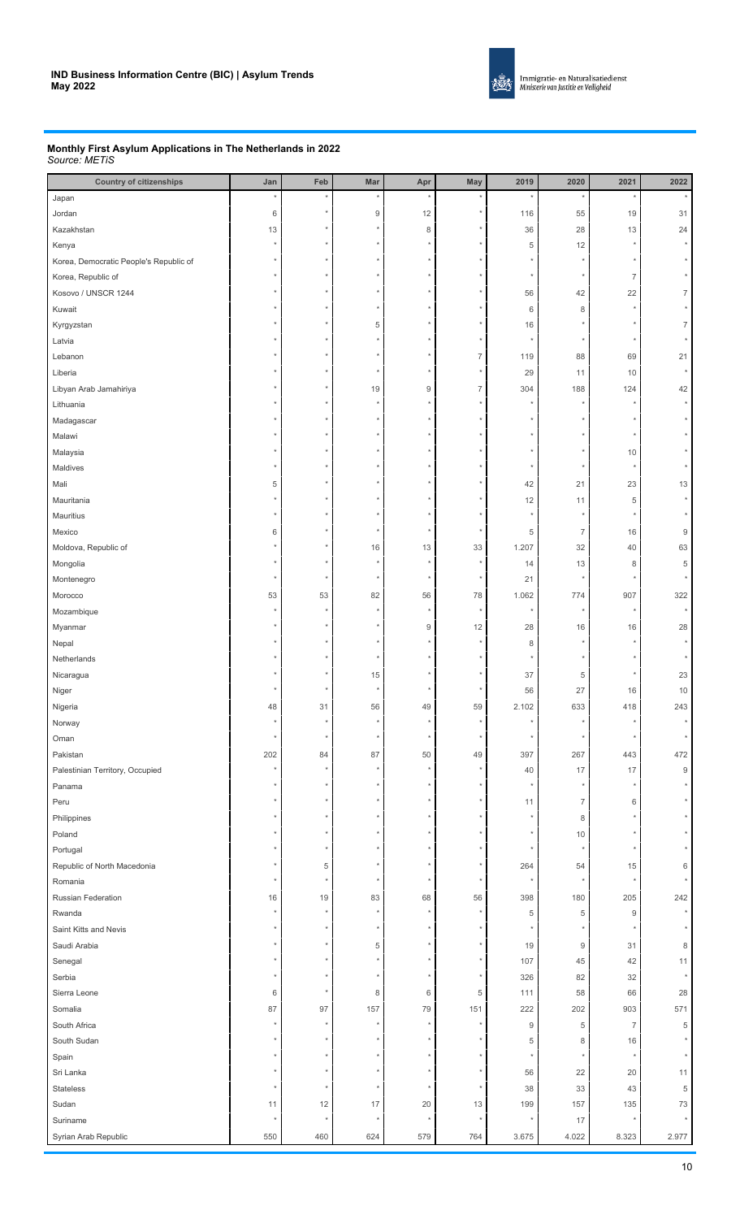**IND Business Information Centre (BIC) | Asylum Trends May 2022**

## Monthly First Asylum Applications in The Netherlands in 2022

*Source: METiS*

| Country of citizenships | Jan | Feb | Mar | Apr | May | 2019 | 2020 | 2021 | 2022 |
|---|---|---|---|---|---|---|---|---|---|
| Japan | * | * | * | * | * | * | * | * | * |
| Jordan | 6 | * | 9 | 12 | * | 116 | 55 | 19 | 31 |
| Kazakhstan | 13 | * | * | 8 | * | 36 | 28 | 13 | 24 |
| Kenya | * | * | * | * | * | 5 | 12 | * | * |
| Korea, Democratic People's Republic of | * | * | * | * | * | * | * | * | * |
| Korea, Republic of | * | * | * | * | * | * | * | 7 | * |
| Kosovo / UNSCR 1244 | * | * | * | * | * | 56 | 42 | 22 | 7 |
| Kuwait | * | * | * | * | * | 6 | 8 | * | * |
| Kyrgyzstan | * | * | 5 | * | * | 16 | * | * | 7 |
| Latvia | * | * | * | * | * | * | * | * | * |
| Lebanon | * | * | * | * | 7 | 119 | 88 | 69 | 21 |
| Liberia | * | * | * | * | * | 29 | 11 | 10 | * |
| Libyan Arab Jamahiriya | * | * | 19 | 9 | 7 | 304 | 188 | 124 | 42 |
| Lithuania | * | * | * | * | * | * | * | * | * |
| Madagascar | * | * | * | * | * | * | * | * | * |
| Malawi | * | * | * | * | * | * | * | * | * |
| Malaysia | * | * | * | * | * | * | * | 10 | * |
| Maldives | * | * | * | * | * | * | * | * | * |
| Mali | 5 | * | * | * | * | 42 | 21 | 23 | 13 |
| Mauritania | * | * | * | * | * | 12 | 11 | 5 | * |
| Mauritius | * | * | * | * | * | * | * | * | * |
| Mexico | 6 | * | * | * | * | 5 | 7 | 16 | 9 |
| Moldova, Republic of | * | * | 16 | 13 | 33 | 1.207 | 32 | 40 | 63 |
| Mongolia | * | * | * | * | * | 14 | 13 | 8 | 5 |
| Montenegro | * | * | * | * | * | 21 | * | * | * |
| Morocco | 53 | 53 | 82 | 56 | 78 | 1.062 | 774 | 907 | 322 |
| Mozambique | * | * | * | * | * | * | * | * | * |
| Myanmar | * | * | * | 9 | 12 | 28 | 16 | 16 | 28 |
| Nepal | * | * | * | * | * | 8 | * | * | * |
| Netherlands | * | * | * | * | * | * | * | * | * |
| Nicaragua | * | * | 15 | * | * | 37 | 5 | * | 23 |
| Niger | * | * | * | * | * | 56 | 27 | 16 | 10 |
| Nigeria | 48 | 31 | 56 | 49 | 59 | 2.102 | 633 | 418 | 243 |
| Norway | * | * | * | * | * | * | * | * | * |
| Oman | * | * | * | * | * | * | * | * | * |
| Pakistan | 202 | 84 | 87 | 50 | 49 | 397 | 267 | 443 | 472 |
| Palestinian Territory, Occupied | * | * | * | * | * | 40 | 17 | 17 | 9 |
| Panama | * | * | * | * | * | * | * | * | * |
| Peru | * | * | * | * | * | 11 | 7 | 6 | * |
| Philippines | * | * | * | * | * | * | 8 | * | * |
| Poland | * | * | * | * | * | * | 10 | * | * |
| Portugal | * | * | * | * | * | * | * | * | * |
| Republic of North Macedonia | * | 5 | * | * | * | 264 | 54 | 15 | 6 |
| Romania | * | * | * | * | * | * | * | * | * |
| Russian Federation | 16 | 19 | 83 | 68 | 56 | 398 | 180 | 205 | 242 |
| Rwanda | * | * | * | * | * | 5 | 5 | 9 | * |
| Saint Kitts and Nevis | * | * | * | * | * | * | * | * | * |
| Saudi Arabia | * | * | 5 | * | * | 19 | 9 | 31 | 8 |
| Senegal | * | * | * | * | * | 107 | 45 | 42 | 11 |
| Serbia | * | * | * | * | * | 326 | 82 | 32 | * |
| Sierra Leone | 6 | * | 8 | 6 | 5 | 111 | 58 | 66 | 28 |
| Somalia | 87 | 97 | 157 | 79 | 151 | 222 | 202 | 903 | 571 |
| South Africa | * | * | * | * | * | 9 | 5 | 7 | 5 |
| South Sudan | * | * | * | * | * | 5 | 8 | 16 | * |
| Spain | * | * | * | * | * | * | * | * | * |
| Sri Lanka | * | * | * | * | * | 56 | 22 | 20 | 11 |
| Stateless | * | * | * | * | * | 38 | 33 | 43 | 5 |
| Sudan | 11 | 12 | 17 | 20 | 13 | 199 | 157 | 135 | 73 |
| Suriname | * | * | * | * | * | * | 17 | * | * |
| Syrian Arab Republic | 550 | 460 | 624 | 579 | 764 | 3.675 | 4.022 | 8.323 | 2.977 |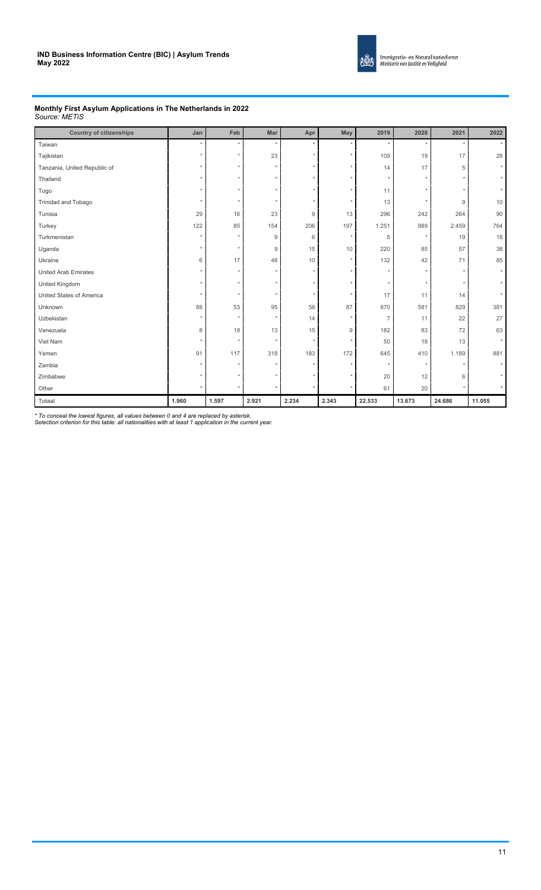**Monthly First Asylum Applications in The Netherlands in 2022**
*Source: METiS*

| Country of citizenships | Jan | Feb | Mar | Apr | May | 2019 | 2020 | 2021 | 2022 |
|---|---|---|---|---|---|---|---|---|---|
| Taiwan | * | * | * | * | * | * | * | * | * |
| Tajikistan | * | * | 23 | * | * | 109 | 19 | 17 | 28 |
| Tanzania, United Republic of | * | * | * | * | * | 14 | 17 | 5 | * |
| Thailand | * | * | * | * | * | * | * | * | * |
| Togo | * | * | * | * | * | 11 | * | * | * |
| Trinidad and Tobago | * | * | * | * | * | 13 | * | 9 | 10 |
| Tunisia | 29 | 16 | 23 | 9 | 13 | 296 | 242 | 264 | 90 |
| Turkey | 122 | 85 | 154 | 206 | 197 | 1.251 | 989 | 2.459 | 764 |
| Turkmenistan | * | * | 9 | 6 | * | 5 | * | 19 | 18 |
| Uganda | * | * | 9 | 15 | 10 | 220 | 85 | 57 | 38 |
| Ukraine | 6 | 17 | 48 | 10 | * | 132 | 42 | 71 | 85 |
| United Arab Emirates | * | * | * | * | * | * | * | * | * |
| United Kingdom | * | * | * | * | * | * | * | * | * |
| United States of America | * | * | * | * | * | 17 | 11 | 14 | * |
| Unknown | 88 | 53 | 95 | 58 | 87 | 870 | 581 | 829 | 381 |
| Uzbekistan | * | * | * | 14 | * | 7 | 11 | 22 | 27 |
| Venezuela | 8 | 18 | 13 | 15 | 9 | 182 | 83 | 72 | 63 |
| Viet Nam | * | * | * | * | * | 50 | 18 | 13 | * |
| Yemen | 91 | 117 | 318 | 183 | 172 | 645 | 410 | 1.189 | 881 |
| Zambia | * | * | * | * | * | * | * | * | * |
| Zimbabwe | * | * | * | * | * | 20 | 12 | 6 | * |
| Other | * | * | * | * | * | 61 | 20 | * | * |
| Totaal | **1.960** | **1.597** | **2.921** | **2.234** | **2.343** | **22.533** | **13.673** | **24.686** | **11.055** |

*\* To conceal the lowest figures, all values between 0 and 4 are replaced by asterisk.*
*Selection criterion for this table: all nationalities with at least 1 application in the current year.*